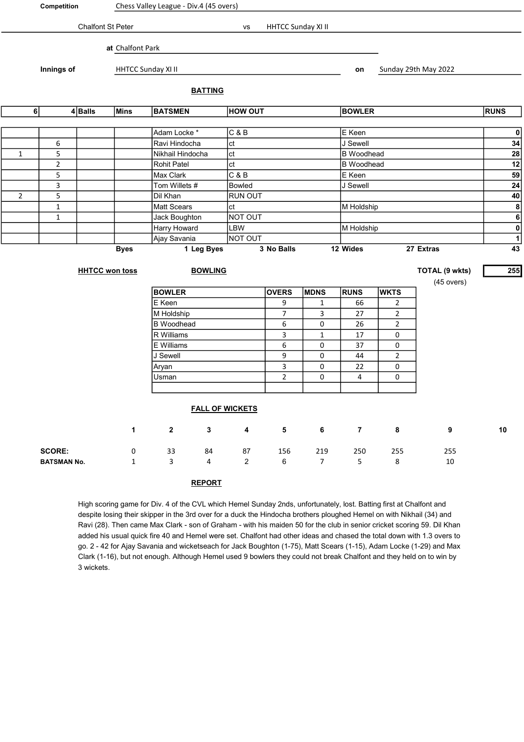**Competition** Chess Valley League - Div.4 (45 overs)

Chalfont St Peter vs HHTCC Sunday XI II

**at** Chalfont Park

**Innings of** HHTCC Sunday XI II **on** Sunday 29th May 2022

## BATTING

| 6 | 4 | Balls | Mins | BATSMEN | HOW OUT | BOWLER | RUNS |
|---|---|---|---|---|---|---|---|
| | | | | Adam Locke * | C & B | E Keen | 0 |
| | 6 | | | Ravi Hindocha | ct | J Sewell | 34 |
| 1 | 5 | | | Nikhail Hindocha | ct | B Woodhead | 28 |
| | 2 | | | Rohit Patel | ct | B Woodhead | 12 |
| | 5 | | | Max Clark | C & B | E Keen | 59 |
| | 3 | | | Tom Willets # | Bowled | J Sewell | 24 |
| 2 | 5 | | | Dil Khan | RUN OUT | | 40 |
| | 1 | | | Matt Scears | ct | M Holdship | 8 |
| | 1 | | | Jack Boughton | NOT OUT | | 6 |
| | | | | Harry Howard | LBW | M Holdship | 0 |
| | | | | Ajay Savania | NOT OUT | | 1 |

Byes 1 Leg Byes 3 No Balls 12 Wides 27 Extras 43

**HHTCC won toss**

## BOWLING

**TOTAL (9 wkts)** 255
(45 overs)

| BOWLER | OVERS | MDNS | RUNS | WKTS |
|---|---|---|---|---|
| E Keen | 9 | 1 | 66 | 2 |
| M Holdship | 7 | 3 | 27 | 2 |
| B Woodhead | 6 | 0 | 26 | 2 |
| R Williams | 3 | 1 | 17 | 0 |
| E Williams | 6 | 0 | 37 | 0 |
| J Sewell | 9 | 0 | 44 | 2 |
| Aryan | 3 | 0 | 22 | 0 |
| Usman | 2 | 0 | 4 | 0 |
| | | | | |

## FALL OF WICKETS

| | 1 | 2 | 3 | 4 | 5 | 6 | 7 | 8 | 9 | 10 |
|---|---|---|---|---|---|---|---|---|---|---|
| **SCORE:** | 0 | 33 | 84 | 87 | 156 | 219 | 250 | 255 | 255 | |
| **BATSMAN No.** | 1 | 3 | 4 | 2 | 6 | 7 | 5 | 8 | 10 | |

## REPORT

High scoring game for Div. 4 of the CVL which Hemel Sunday 2nds, unfortunately, lost. Batting first at Chalfont and despite losing their skipper in the 3rd over for a duck the Hindocha brothers ploughed Hemel on with Nikhail (34) and Ravi (28). Then came Max Clark - son of Graham - with his maiden 50 for the club in senior cricket scoring 59. Dil Khan added his usual quick fire 40 and Hemel were set. Chalfont had other ideas and chased the total down with 1.3 overs to go. 2 - 42 for Ajay Savania and wicketseach for Jack Boughton (1-75), Matt Scears (1-15), Adam Locke (1-29) and Max Clark (1-16), but not enough. Although Hemel used 9 bowlers they could not break Chalfont and they held on to win by 3 wickets.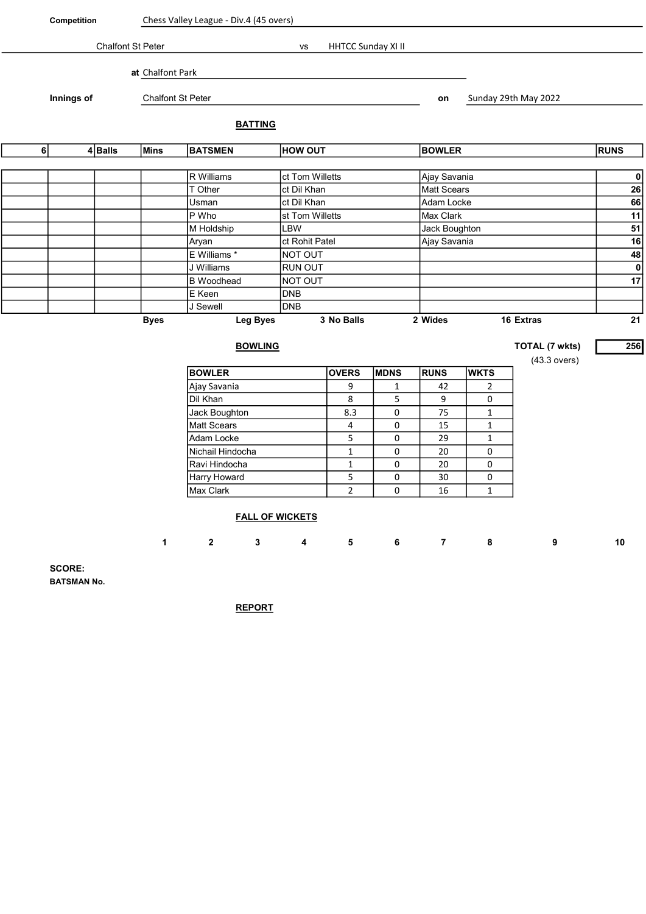**Competition** Chess Valley League - Div.4 (45 overs)

Chalfont St Peter vs HHTCC Sunday XI II

**at** Chalfont Park

**Innings of** Chalfont St Peter **on** Sunday 29th May 2022

**BATTING**

| 6 | 4 | Balls | Mins | BATSMEN | HOW OUT | BOWLER | RUNS |
|---|---|---|---|---|---|---|---|
| | | | | R Williams | ct Tom Willetts | Ajay Savania | 0 |
| | | | | T Other | ct Dil Khan | Matt Scears | 26 |
| | | | | Usman | ct Dil Khan | Adam Locke | 66 |
| | | | | P Who | st Tom Willetts | Max Clark | 11 |
| | | | | M Holdship | LBW | Jack Boughton | 51 |
| | | | | Aryan | ct Rohit Patel | Ajay Savania | 16 |
| | | | | E Williams * | NOT OUT | | 48 |
| | | | | J Williams | RUN OUT | | 0 |
| | | | | B Woodhead | NOT OUT | | 17 |
| | | | | E Keen | DNB | | |
| | | | | J Sewell | DNB | | |

Byes | Leg Byes 3 | No Balls 2 | Wides 16 | Extras 21

**TOTAL (7 wkts)** 256
(43.3 overs)

**BOWLING**

| BOWLER | OVERS | MDNS | RUNS | WKTS |
|---|---|---|---|---|
| Ajay Savania | 9 | 1 | 42 | 2 |
| Dil Khan | 8 | 5 | 9 | 0 |
| Jack Boughton | 8.3 | 0 | 75 | 1 |
| Matt Scears | 4 | 0 | 15 | 1 |
| Adam Locke | 5 | 0 | 29 | 1 |
| Nichail Hindocha | 1 | 0 | 20 | 0 |
| Ravi Hindocha | 1 | 0 | 20 | 0 |
| Harry Howard | 5 | 0 | 30 | 0 |
| Max Clark | 2 | 0 | 16 | 1 |

**FALL OF WICKETS**

| | 1 | 2 | 3 | 4 | 5 | 6 | 7 | 8 | 9 | 10 |
|---|---|---|---|---|---|---|---|---|---|---|
| **SCORE:** | | | | | | | | | | |
| **BATSMAN No.** | | | | | | | | | | |

**REPORT**